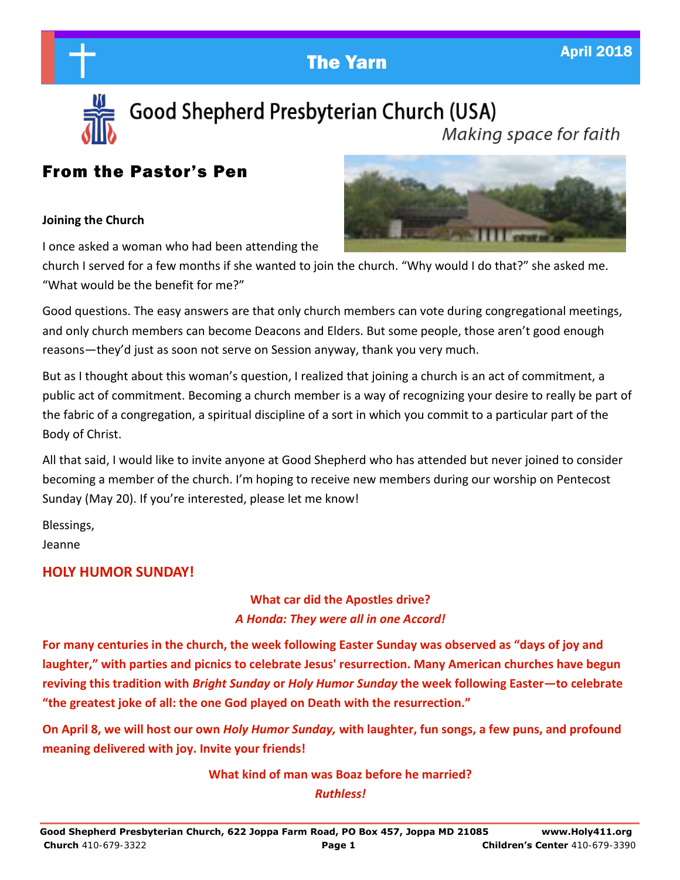# The Yarn

April 2018

## Good Shepherd Presbyterian Church (USA)

*Making space for faith*

## From the Pastor's Pen

**Joining the Church**

I once asked a woman who had been attending the church I served for a few months if she wanted to join the church. "Why would I do that?" she asked me. "What would be the benefit for me?"

Good questions. The easy answers are that only church members can vote during congregational meetings, and only church members can become Deacons and Elders. But some people, those aren't good enough reasons—they'd just as soon not serve on Session anyway, thank you very much.

But as I thought about this woman's question, I realized that joining a church is an act of commitment, a public act of commitment. Becoming a church member is a way of recognizing your desire to really be part of the fabric of a congregation, a spiritual discipline of a sort in which you commit to a particular part of the Body of Christ.

All that said, I would like to invite anyone at Good Shepherd who has attended but never joined to consider becoming a member of the church. I'm hoping to receive new members during our worship on Pentecost Sunday (May 20). If you're interested, please let me know!

Blessings,
Jeanne

## HOLY HUMOR SUNDAY!

**What car did the Apostles drive?**
***A Honda: They were all in one Accord!***

**For many centuries in the church, the week following Easter Sunday was observed as "days of joy and laughter," with parties and picnics to celebrate Jesus' resurrection. Many American churches have begun reviving this tradition with *Bright Sunday* or *Holy Humor Sunday* the week following Easter—to celebrate "the greatest joke of all: the one God played on Death with the resurrection."**

**On April 8, we will host our own *Holy Humor Sunday,* with laughter, fun songs, a few puns, and profound meaning delivered with joy. Invite your friends!**

**What kind of man was Boaz before he married?**
***Ruthless!***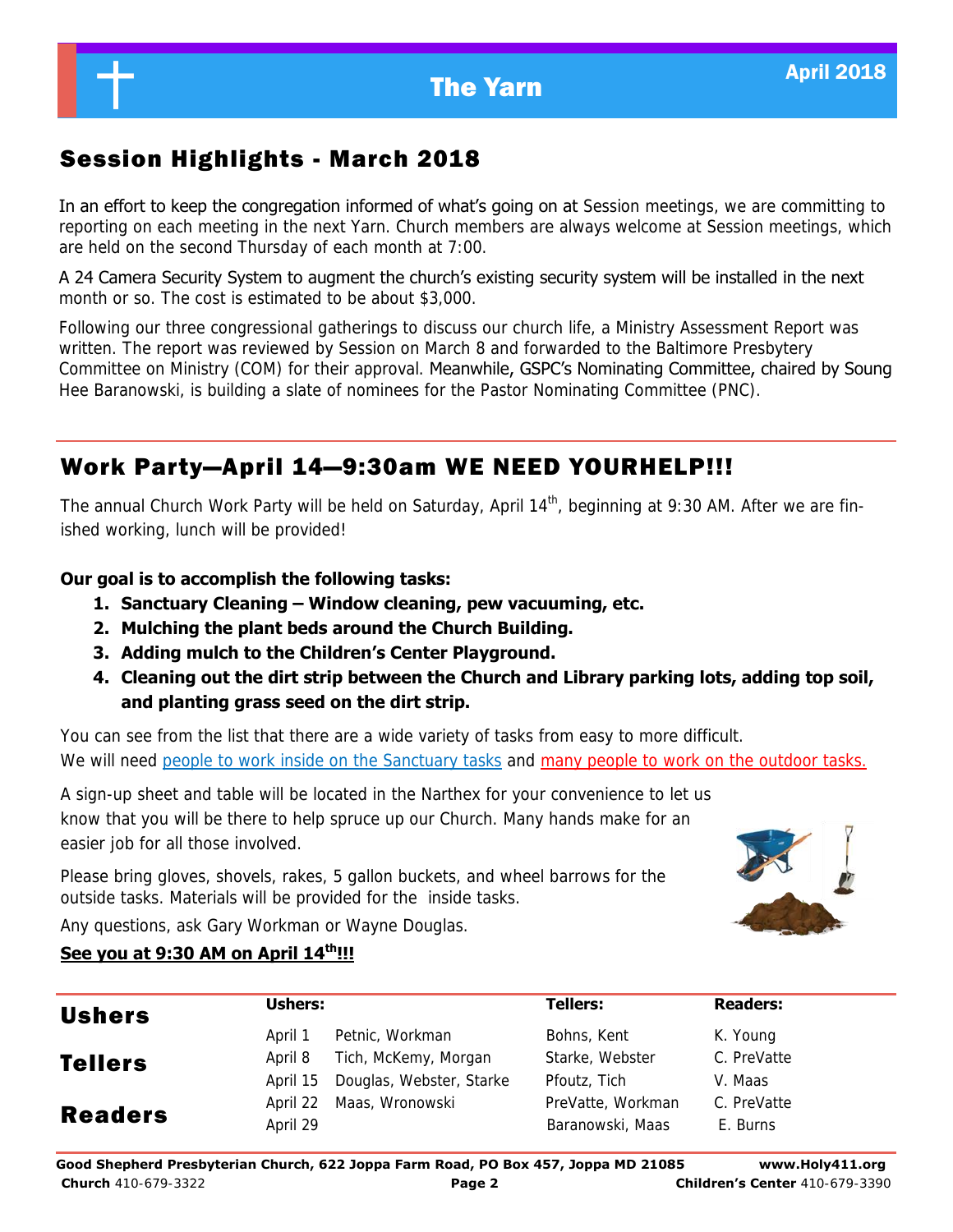# The Yarn

April 2018

## Session Highlights - March 2018

In an effort to keep the congregation informed of what's going on at Session meetings, we are committing to reporting on each meeting in the next Yarn. Church members are always welcome at Session meetings, which are held on the second Thursday of each month at 7:00.

A 24 Camera Security System to augment the church's existing security system will be installed in the next month or so. The cost is estimated to be about $3,000.

Following our three congressional gatherings to discuss our church life, a Ministry Assessment Report was written. The report was reviewed by Session on March 8 and forwarded to the Baltimore Presbytery Committee on Ministry (COM) for their approval. Meanwhile, GSPC's Nominating Committee, chaired by Soung Hee Baranowski, is building a slate of nominees for the Pastor Nominating Committee (PNC).

## Work Party—April 14—9:30am WE NEED YOURHELP!!!

The annual Church Work Party will be held on Saturday, April 14th, beginning at 9:30 AM. After we are finished working, lunch will be provided!

**Our goal is to accomplish the following tasks:**

1. **Sanctuary Cleaning – Window cleaning, pew vacuuming, etc.**
2. **Mulching the plant beds around the Church Building.**
3. **Adding mulch to the Children's Center Playground.**
4. **Cleaning out the dirt strip between the Church and Library parking lots, adding top soil, and planting grass seed on the dirt strip.**

You can see from the list that there are a wide variety of tasks from easy to more difficult.
We will need people to work inside on the Sanctuary tasks and many people to work on the outdoor tasks.

A sign-up sheet and table will be located in the Narthex for your convenience to let us know that you will be there to help spruce up our Church. Many hands make for an easier job for all those involved.

Please bring gloves, shovels, rakes, 5 gallon buckets, and wheel barrows for the outside tasks. Materials will be provided for the inside tasks.

Any questions, ask Gary Workman or Wayne Douglas.

**See you at 9:30 AM on April 14th!!!**

## Ushers, Tellers, Readers

| Date | Ushers: | Tellers: | Readers: |
|---|---|---|---|
| April 1 | Petnic, Workman | Bohns, Kent | K. Young |
| April 8 | Tich, McKemy, Morgan | Starke, Webster | C. PreVatte |
| April 15 | Douglas, Webster, Starke | Pfoutz, Tich | V. Maas |
| April 22 | Maas, Wronowski | PreVatte, Workman | C. PreVatte |
| April 29 | | Baranowski, Maas | E. Burns |

**Good Shepherd Presbyterian Church, 622 Joppa Farm Road, PO Box 457, Joppa MD 21085** **www.Holy411.org**
**Church** 410-679-3322 **Children's Center** 410-679-3390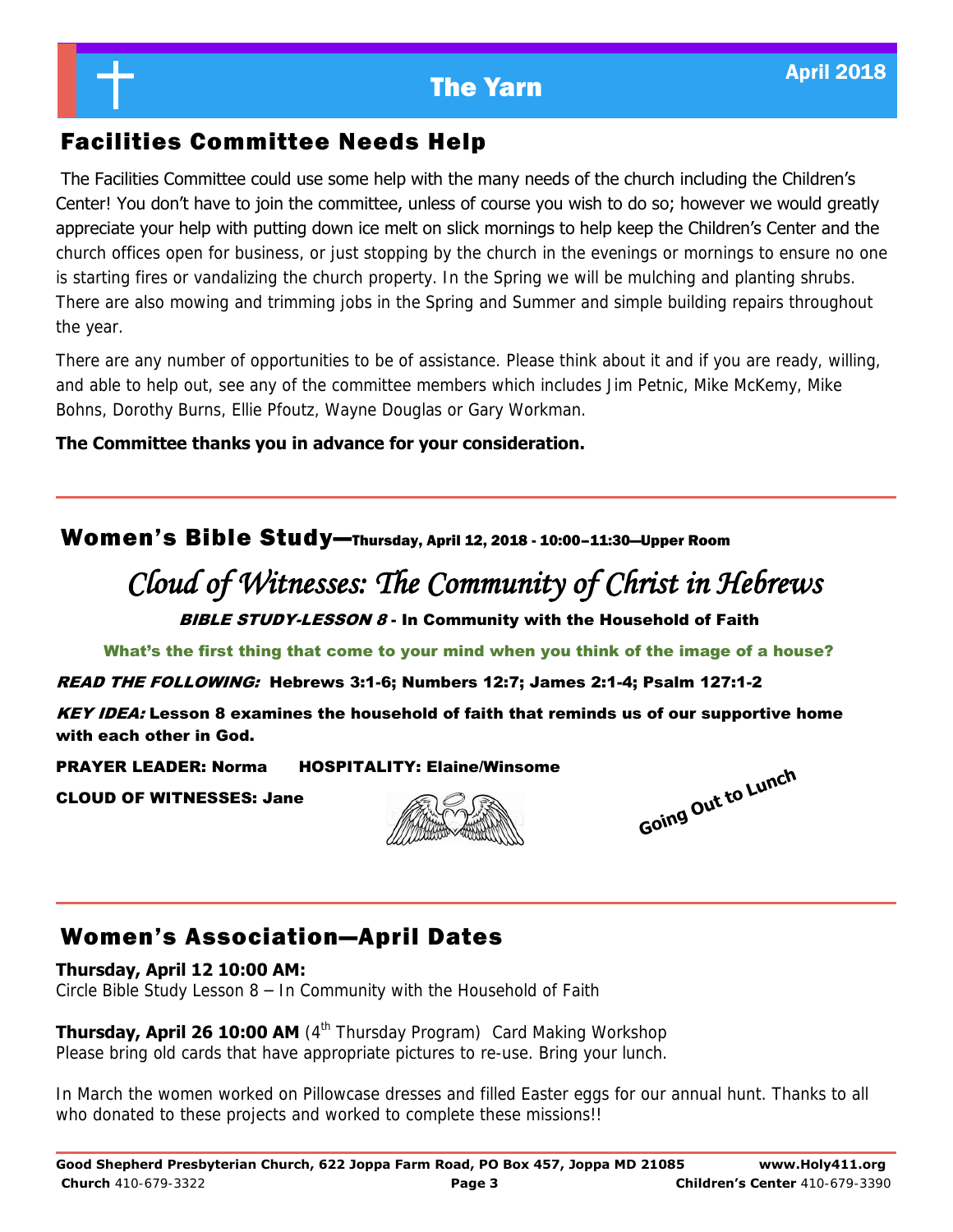## Facilities Committee Needs Help

The Facilities Committee could use some help with the many needs of the church including the Children's Center! You don't have to join the committee, unless of course you wish to do so; however we would greatly appreciate your help with putting down ice melt on slick mornings to help keep the Children's Center and the church offices open for business, or just stopping by the church in the evenings or mornings to ensure no one is starting fires or vandalizing the church property. In the Spring we will be mulching and planting shrubs. There are also mowing and trimming jobs in the Spring and Summer and simple building repairs throughout the year.

There are any number of opportunities to be of assistance. Please think about it and if you are ready, willing, and able to help out, see any of the committee members which includes Jim Petnic, Mike McKemy, Mike Bohns, Dorothy Burns, Ellie Pfoutz, Wayne Douglas or Gary Workman.

**The Committee thanks you in advance for your consideration.**

---

## Women's Bible Study—Thursday, April 12, 2018 - 10:00–11:30—Upper Room

### *Cloud of Witnesses: The Community of Christ in Hebrews*

***BIBLE STUDY-LESSON 8*** **- In Community with the Household of Faith**

**What's the first thing that come to your mind when you think of the image of a house?**

***READ THE FOLLOWING:*** **Hebrews 3:1-6; Numbers 12:7; James 2:1-4; Psalm 127:1-2**

***KEY IDEA:*** **Lesson 8 examines the household of faith that reminds us of our supportive home with each other in God.**

**PRAYER LEADER: Norma** **HOSPITALITY: Elaine/Winsome**

**CLOUD OF WITNESSES: Jane**

**Going Out to Lunch**

---

## Women's Association—April Dates

**Thursday, April 12 10:00 AM:**
Circle Bible Study Lesson 8 – In Community with the Household of Faith

**Thursday, April 26 10:00 AM** (4th Thursday Program) Card Making Workshop
Please bring old cards that have appropriate pictures to re-use. Bring your lunch.

In March the women worked on Pillowcase dresses and filled Easter eggs for our annual hunt. Thanks to all who donated to these projects and worked to complete these missions!!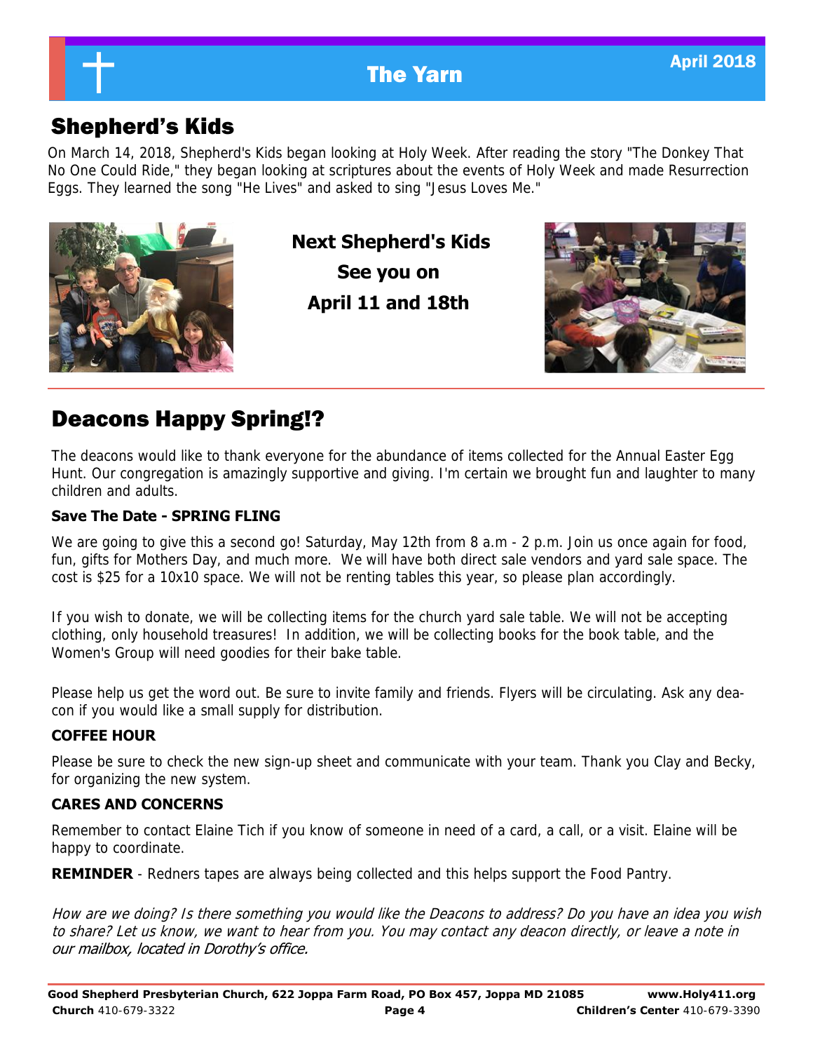## Shepherd's Kids

On March 14, 2018, Shepherd's Kids began looking at Holy Week. After reading the story "The Donkey That No One Could Ride," they began looking at scriptures about the events of Holy Week and made Resurrection Eggs. They learned the song "He Lives" and asked to sing "Jesus Loves Me."

**Next Shepherd's Kids**

**See you on**

**April 11 and 18th**

## Deacons Happy Spring!?

The deacons would like to thank everyone for the abundance of items collected for the Annual Easter Egg Hunt. Our congregation is amazingly supportive and giving. I'm certain we brought fun and laughter to many children and adults.

**Save The Date - SPRING FLING**

We are going to give this a second go! Saturday, May 12th from 8 a.m - 2 p.m. Join us once again for food, fun, gifts for Mothers Day, and much more. We will have both direct sale vendors and yard sale space. The cost is $25 for a 10x10 space. We will not be renting tables this year, so please plan accordingly.

If you wish to donate, we will be collecting items for the church yard sale table. We will not be accepting clothing, only household treasures! In addition, we will be collecting books for the book table, and the Women's Group will need goodies for their bake table.

Please help us get the word out. Be sure to invite family and friends. Flyers will be circulating. Ask any deacon if you would like a small supply for distribution.

**COFFEE HOUR**

Please be sure to check the new sign-up sheet and communicate with your team. Thank you Clay and Becky, for organizing the new system.

**CARES AND CONCERNS**

Remember to contact Elaine Tich if you know of someone in need of a card, a call, or a visit. Elaine will be happy to coordinate.

**REMINDER** - Redners tapes are always being collected and this helps support the Food Pantry.

*How are we doing? Is there something you would like the Deacons to address? Do you have an idea you wish to share? Let us know, we want to hear from you. You may contact any deacon directly, or leave a note in our mailbox, located in Dorothy's office.*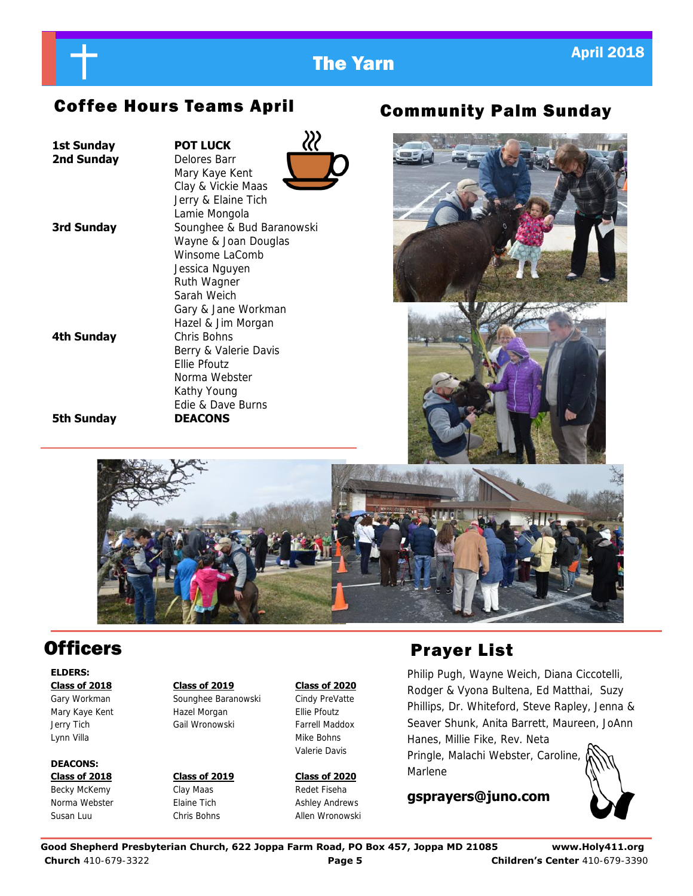## Coffee Hours Teams April

| | |
|---|---|
| **1st Sunday** | **POT LUCK** |
| **2nd Sunday** | Delores Barr<br>Mary Kaye Kent<br>Clay & Vickie Maas<br>Jerry & Elaine Tich<br>Lamie Mongola |
| **3rd Sunday** | Sounghee & Bud Baranowski<br>Wayne & Joan Douglas<br>Winsome LaComb<br>Jessica Nguyen<br>Ruth Wagner<br>Sarah Weich<br>Gary & Jane Workman<br>Hazel & Jim Morgan |
| **4th Sunday** | Chris Bohns<br>Berry & Valerie Davis<br>Ellie Pfoutz<br>Norma Webster<br>Kathy Young<br>Edie & Dave Burns |
| **5th Sunday** | **DEACONS** |

## Community Palm Sunday

## Officers

**ELDERS:**

| Class of 2018 | Class of 2019 | Class of 2020 |
|---|---|---|
| Gary Workman | Sounghee Baranowski | Cindy PreVatte |
| Mary Kaye Kent | Hazel Morgan | Ellie Pfoutz |
| Jerry Tich | Gail Wronowski | Farrell Maddox |
| Lynn Villa | | Mike Bohns |
| | | Valerie Davis |

**DEACONS:**

| Class of 2018 | Class of 2019 | Class of 2020 |
|---|---|---|
| Becky McKemy | Clay Maas | Redet Fiseha |
| Norma Webster | Elaine Tich | Ashley Andrews |
| Susan Luu | Chris Bohns | Allen Wronowski |

## Prayer List

Philip Pugh, Wayne Weich, Diana Ciccotelli, Rodger & Vyona Bultena, Ed Matthai, Suzy Phillips, Dr. Whiteford, Steve Rapley, Jenna & Seaver Shunk, Anita Barrett, Maureen, JoAnn Hanes, Millie Fike, Rev. Neta Pringle, Malachi Webster, Caroline, Marlene

**gsprayers@juno.com**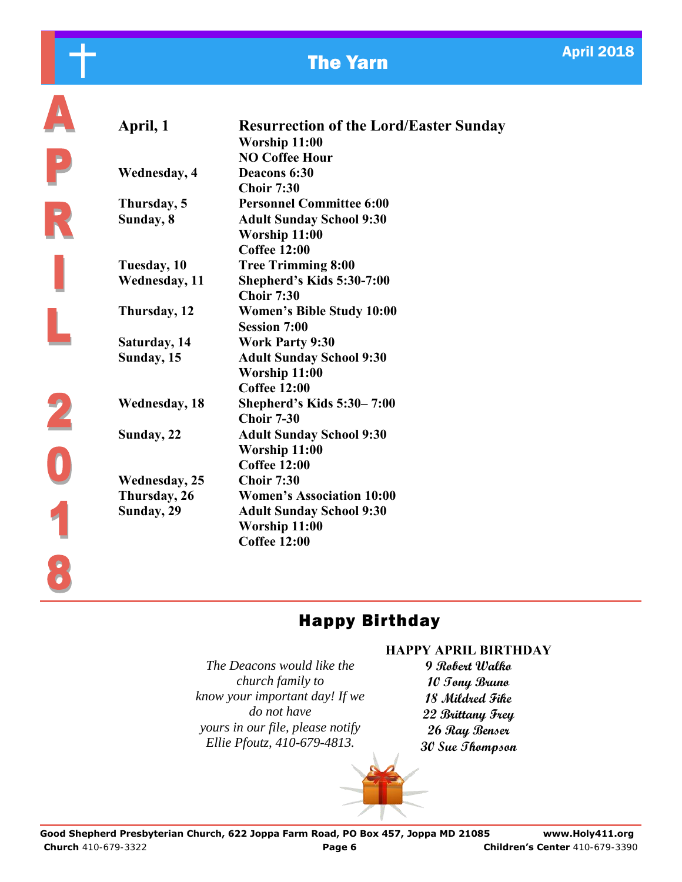# APRIL 2018

| | |
|---|---|
| **April, 1** | **Resurrection of the Lord/Easter Sunday** |
| | **Worship 11:00** |
| | **NO Coffee Hour** |
| **Wednesday, 4** | **Deacons 6:30** |
| | **Choir 7:30** |
| **Thursday, 5** | **Personnel Committee 6:00** |
| **Sunday, 8** | **Adult Sunday School 9:30** |
| | **Worship 11:00** |
| | **Coffee 12:00** |
| **Tuesday, 10** | **Tree Trimming 8:00** |
| **Wednesday, 11** | **Shepherd's Kids 5:30-7:00** |
| | **Choir 7:30** |
| **Thursday, 12** | **Women's Bible Study 10:00** |
| | **Session 7:00** |
| **Saturday, 14** | **Work Party 9:30** |
| **Sunday, 15** | **Adult Sunday School 9:30** |
| | **Worship 11:00** |
| | **Coffee 12:00** |
| **Wednesday, 18** | **Shepherd's Kids 5:30– 7:00** |
| | **Choir 7-30** |
| **Sunday, 22** | **Adult Sunday School 9:30** |
| | **Worship 11:00** |
| | **Coffee 12:00** |
| **Wednesday, 25** | **Choir 7:30** |
| **Thursday, 26** | **Women's Association 10:00** |
| **Sunday, 29** | **Adult Sunday School 9:30** |
| | **Worship 11:00** |
| | **Coffee 12:00** |

## Happy Birthday

*The Deacons would like the church family to know your important day! If we do not have yours in our file, please notify Ellie Pfoutz, 410-679-4813.*

**HAPPY APRIL BIRTHDAY**

9 Robert Walko
10 Tony Bruno
18 Mildred Fike
22 Brittany Frey
26 Ray Benser
30 Sue Thompson